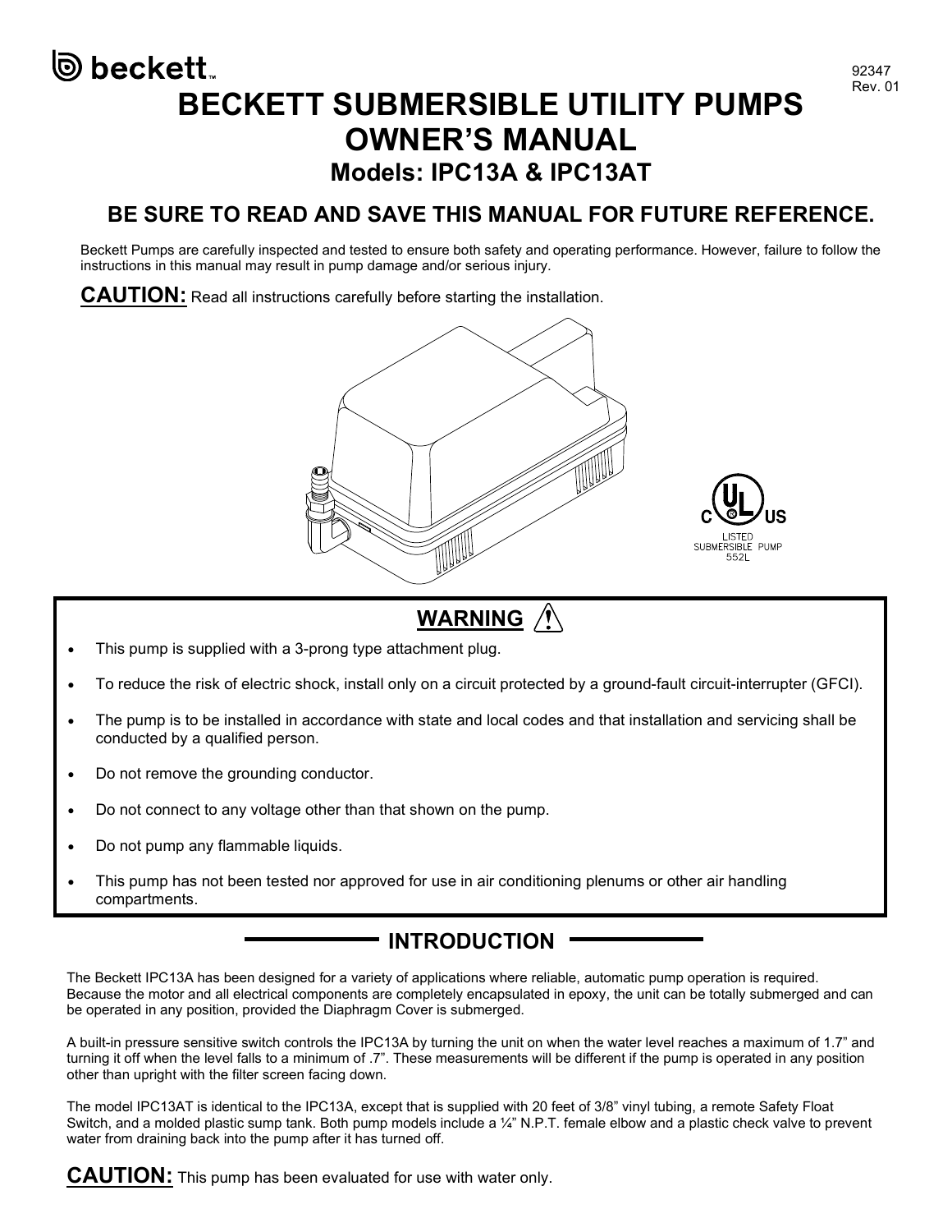beckett

92347
Rev. 01

# BECKETT SUBMERSIBLE UTILITY PUMPS OWNER'S MANUAL

## Models: IPC13A & IPC13AT

### BE SURE TO READ AND SAVE THIS MANUAL FOR FUTURE REFERENCE.

Beckett Pumps are carefully inspected and tested to ensure both safety and operating performance. However, failure to follow the instructions in this manual may result in pump damage and/or serious injury.

**CAUTION:** Read all instructions carefully before starting the installation.

LISTED
SUBMERSIBLE PUMP
552L

## WARNING

- This pump is supplied with a 3-prong type attachment plug.
- To reduce the risk of electric shock, install only on a circuit protected by a ground-fault circuit-interrupter (GFCI).
- The pump is to be installed in accordance with state and local codes and that installation and servicing shall be conducted by a qualified person.
- Do not remove the grounding conductor.
- Do not connect to any voltage other than that shown on the pump.
- Do not pump any flammable liquids.
- This pump has not been tested nor approved for use in air conditioning plenums or other air handling compartments.

## INTRODUCTION

The Beckett IPC13A has been designed for a variety of applications where reliable, automatic pump operation is required. Because the motor and all electrical components are completely encapsulated in epoxy, the unit can be totally submerged and can be operated in any position, provided the Diaphragm Cover is submerged.

A built-in pressure sensitive switch controls the IPC13A by turning the unit on when the water level reaches a maximum of 1.7" and turning it off when the level falls to a minimum of .7". These measurements will be different if the pump is operated in any position other than upright with the filter screen facing down.

The model IPC13AT is identical to the IPC13A, except that is supplied with 20 feet of 3/8" vinyl tubing, a remote Safety Float Switch, and a molded plastic sump tank. Both pump models include a ¼" N.P.T. female elbow and a plastic check valve to prevent water from draining back into the pump after it has turned off.

**CAUTION:** This pump has been evaluated for use with water only.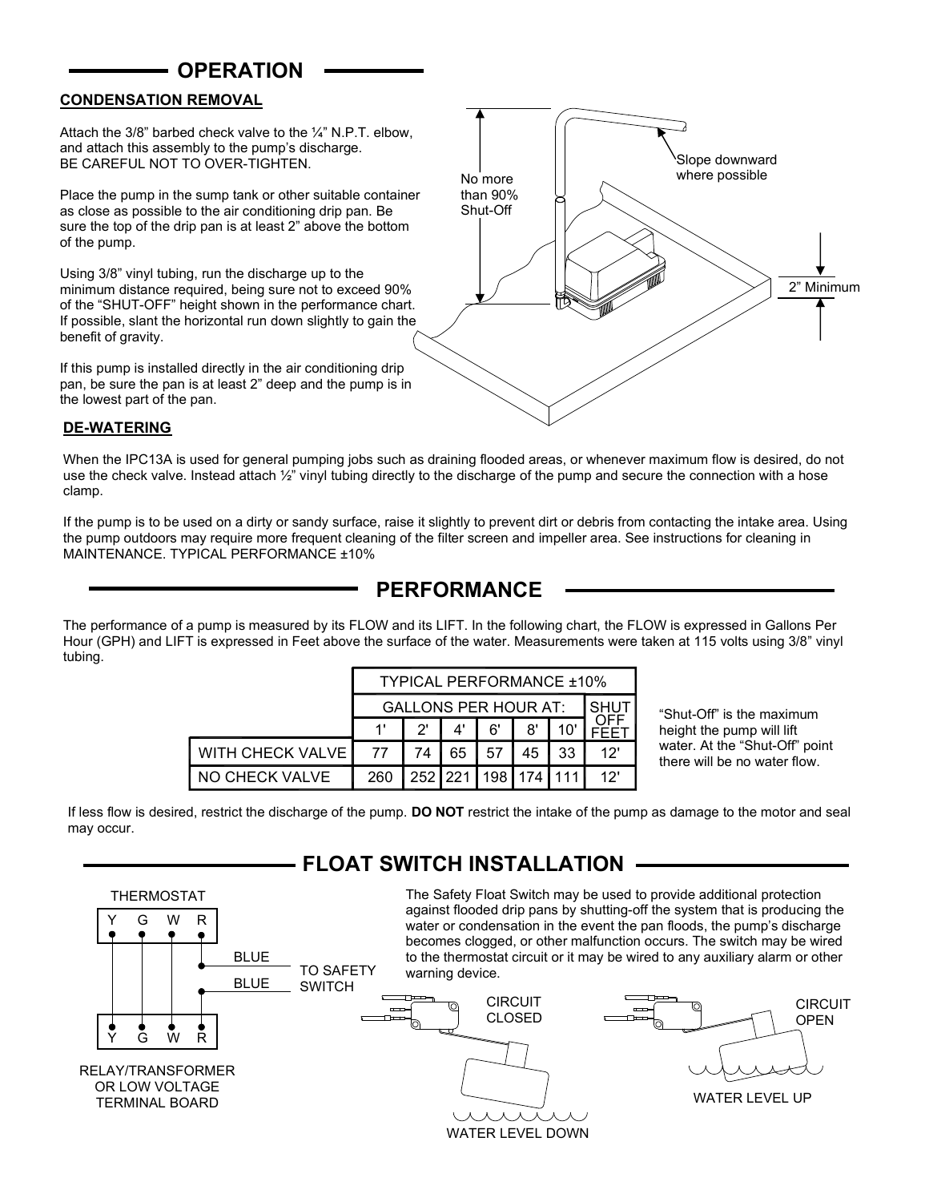# OPERATION

## CONDENSATION REMOVAL

Attach the 3/8" barbed check valve to the ¼" N.P.T. elbow, and attach this assembly to the pump's discharge.
BE CAREFUL NOT TO OVER-TIGHTEN.

Place the pump in the sump tank or other suitable container as close as possible to the air conditioning drip pan. Be sure the top of the drip pan is at least 2" above the bottom of the pump.

Using 3/8" vinyl tubing, run the discharge up to the minimum distance required, being sure not to exceed 90% of the "SHUT-OFF" height shown in the performance chart. If possible, slant the horizontal run down slightly to gain the benefit of gravity.

If this pump is installed directly in the air conditioning drip pan, be sure the pan is at least 2" deep and the pump is in the lowest part of the pan.

No more than 90% Shut-Off

Slope downward where possible

2" Minimum

## DE-WATERING

When the IPC13A is used for general pumping jobs such as draining flooded areas, or whenever maximum flow is desired, do not use the check valve. Instead attach ½" vinyl tubing directly to the discharge of the pump and secure the connection with a hose clamp.

If the pump is to be used on a dirty or sandy surface, raise it slightly to prevent dirt or debris from contacting the intake area. Using the pump outdoors may require more frequent cleaning of the filter screen and impeller area. See instructions for cleaning in MAINTENANCE. TYPICAL PERFORMANCE ±10%

# PERFORMANCE

The performance of a pump is measured by its FLOW and its LIFT. In the following chart, the FLOW is expressed in Gallons Per Hour (GPH) and LIFT is expressed in Feet above the surface of the water. Measurements were taken at 115 volts using 3/8" vinyl tubing.

| | TYPICAL PERFORMANCE ±10% | | | | | | |
|---|---|---|---|---|---|---|---|
| | GALLONS PER HOUR AT: | | | | | | SHUT OFF FEET |
| | 1' | 2' | 4' | 6' | 8' | 10' | |
| WITH CHECK VALVE | 77 | 74 | 65 | 57 | 45 | 33 | 12' |
| NO CHECK VALVE | 260 | 252 | 221 | 198 | 174 | 111 | 12' |

"Shut-Off" is the maximum height the pump will lift water. At the "Shut-Off" point there will be no water flow.

If less flow is desired, restrict the discharge of the pump. **DO NOT** restrict the intake of the pump as damage to the motor and seal may occur.

# FLOAT SWITCH INSTALLATION

The Safety Float Switch may be used to provide additional protection against flooded drip pans by shutting-off the system that is producing the water or condensation in the event the pan floods, the pump's discharge becomes clogged, or other malfunction occurs. The switch may be wired to the thermostat circuit or it may be wired to any auxiliary alarm or other warning device.

THERMOSTAT

Y G W R

BLUE
BLUE
TO SAFETY SWITCH

Y G W R

RELAY/TRANSFORMER OR LOW VOLTAGE TERMINAL BOARD

CIRCUIT CLOSED

WATER LEVEL DOWN

CIRCUIT OPEN

WATER LEVEL UP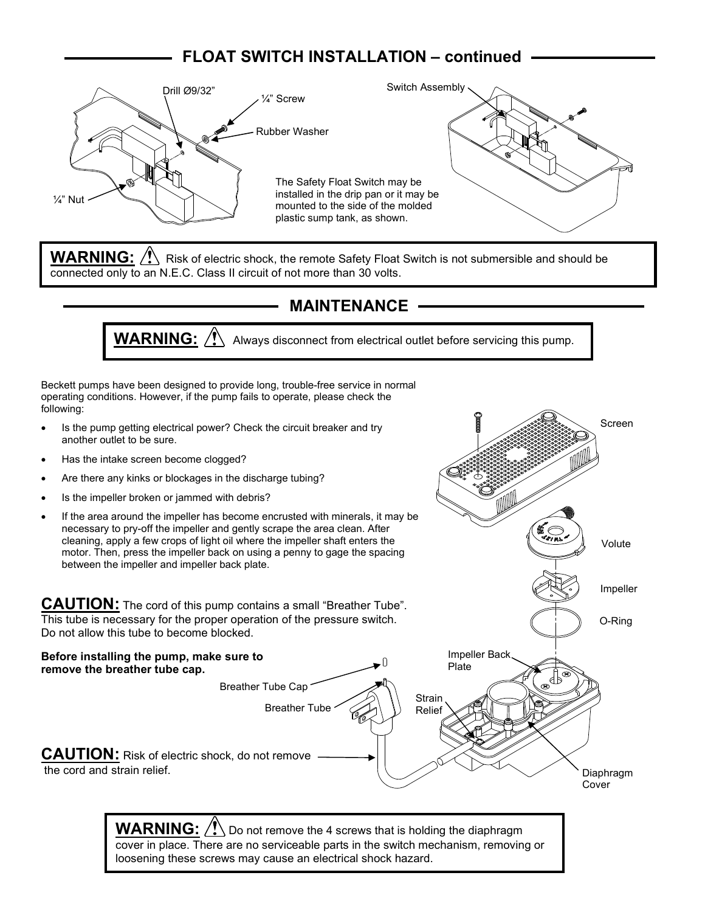## FLOAT SWITCH INSTALLATION – continued

Drill Ø9/32”

¼” Screw

Rubber Washer

¼” Nut

Switch Assembly

The Safety Float Switch may be installed in the drip pan or it may be mounted to the side of the molded plastic sump tank, as shown.

**WARNING:** ⚠ Risk of electric shock, the remote Safety Float Switch is not submersible and should be connected only to an N.E.C. Class II circuit of not more than 30 volts.

## MAINTENANCE

**WARNING:** ⚠ Always disconnect from electrical outlet before servicing this pump.

Beckett pumps have been designed to provide long, trouble-free service in normal operating conditions. However, if the pump fails to operate, please check the following:

- Is the pump getting electrical power? Check the circuit breaker and try another outlet to be sure.
- Has the intake screen become clogged?
- Are there any kinks or blockages in the discharge tubing?
- Is the impeller broken or jammed with debris?
- If the area around the impeller has become encrusted with minerals, it may be necessary to pry-off the impeller and gently scrape the area clean. After cleaning, apply a few crops of light oil where the impeller shaft enters the motor. Then, press the impeller back on using a penny to gage the spacing between the impeller and impeller back plate.

Screen

Volute

Impeller

O-Ring

Impeller Back Plate

Strain Relief

Diaphragm Cover

**CAUTION:** The cord of this pump contains a small “Breather Tube”. This tube is necessary for the proper operation of the pressure switch. Do not allow this tube to become blocked.

**Before installing the pump, make sure to remove the breather tube cap.**

Breather Tube Cap

Breather Tube

**CAUTION:** Risk of electric shock, do not remove the cord and strain relief.

**WARNING:** ⚠ Do not remove the 4 screws that is holding the diaphragm cover in place. There are no serviceable parts in the switch mechanism, removing or loosening these screws may cause an electrical shock hazard.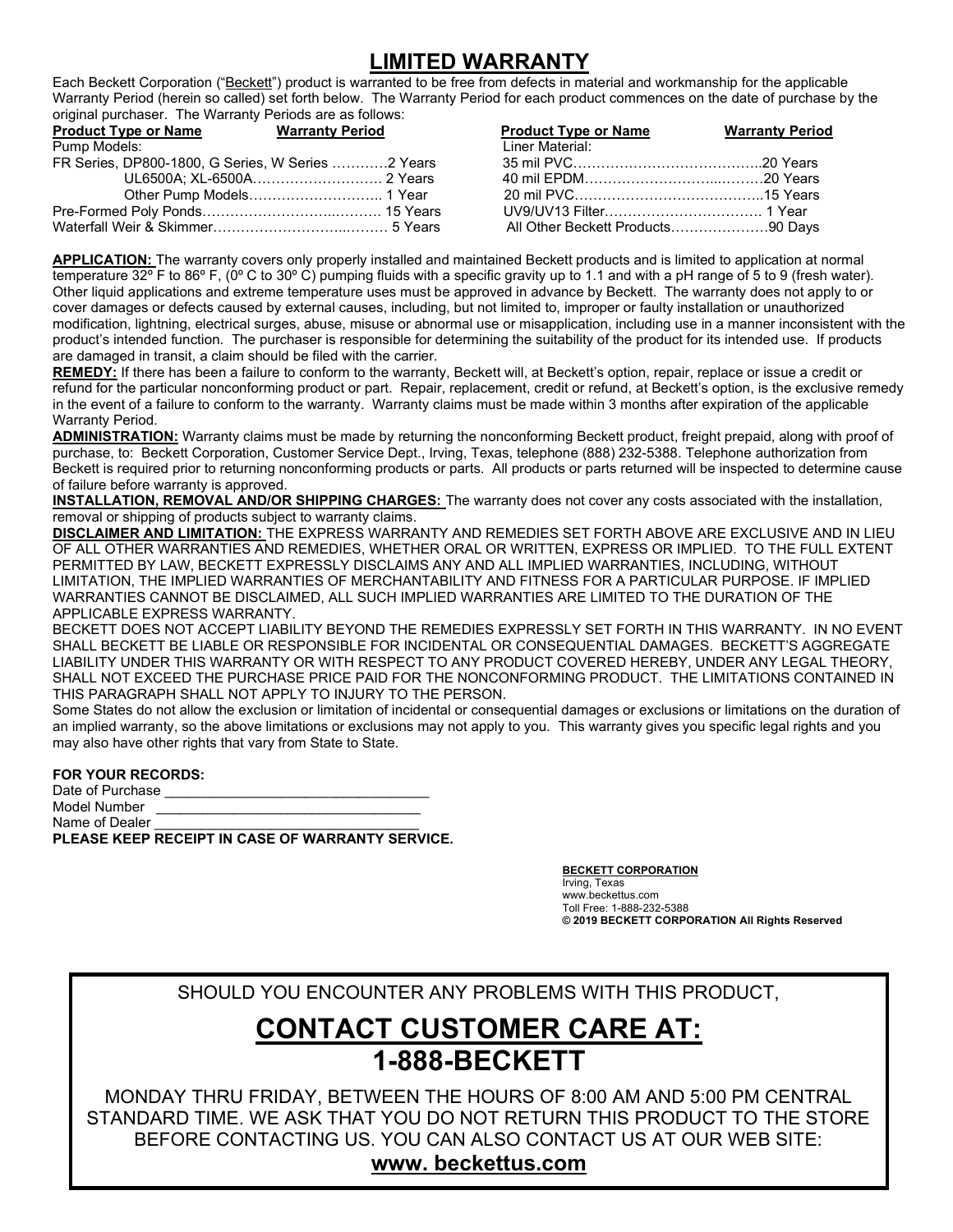# LIMITED WARRANTY

Each Beckett Corporation ("Beckett") product is warranted to be free from defects in material and workmanship for the applicable Warranty Period (herein so called) set forth below. The Warranty Period for each product commences on the date of purchase by the original purchaser. The Warranty Periods are as follows:

| Product Type or Name | Warranty Period | Product Type or Name | Warranty Period |
|---|---|---|---|
| Pump Models: | | Liner Material: | |
| FR Series, DP800-1800, G Series, W Series | 2 Years | 35 mil PVC | 20 Years |
| UL6500A; XL-6500A | 2 Years | 40 mil EPDM | 20 Years |
| Other Pump Models | 1 Year | 20 mil PVC | 15 Years |
| Pre-Formed Poly Ponds | 15 Years | UV9/UV13 Filter | 1 Year |
| Waterfall Weir & Skimmer | 5 Years | All Other Beckett Products | 90 Days |

**APPLICATION:** The warranty covers only properly installed and maintained Beckett products and is limited to application at normal temperature 32º F to 86º F, (0º C to 30º C) pumping fluids with a specific gravity up to 1.1 and with a pH range of 5 to 9 (fresh water). Other liquid applications and extreme temperature uses must be approved in advance by Beckett. The warranty does not apply to or cover damages or defects caused by external causes, including, but not limited to, improper or faulty installation or unauthorized modification, lightning, electrical surges, abuse, misuse or abnormal use or misapplication, including use in a manner inconsistent with the product's intended function. The purchaser is responsible for determining the suitability of the product for its intended use. If products are damaged in transit, a claim should be filed with the carrier.

**REMEDY:** If there has been a failure to conform to the warranty, Beckett will, at Beckett's option, repair, replace or issue a credit or refund for the particular nonconforming product or part. Repair, replacement, credit or refund, at Beckett's option, is the exclusive remedy in the event of a failure to conform to the warranty. Warranty claims must be made within 3 months after expiration of the applicable Warranty Period.

**ADMINISTRATION:** Warranty claims must be made by returning the nonconforming Beckett product, freight prepaid, along with proof of purchase, to: Beckett Corporation, Customer Service Dept., Irving, Texas, telephone (888) 232-5388. Telephone authorization from Beckett is required prior to returning nonconforming products or parts. All products or parts returned will be inspected to determine cause of failure before warranty is approved.

**INSTALLATION, REMOVAL AND/OR SHIPPING CHARGES:** The warranty does not cover any costs associated with the installation, removal or shipping of products subject to warranty claims.

**DISCLAIMER AND LIMITATION:** THE EXPRESS WARRANTY AND REMEDIES SET FORTH ABOVE ARE EXCLUSIVE AND IN LIEU OF ALL OTHER WARRANTIES AND REMEDIES, WHETHER ORAL OR WRITTEN, EXPRESS OR IMPLIED. TO THE FULL EXTENT PERMITTED BY LAW, BECKETT EXPRESSLY DISCLAIMS ANY AND ALL IMPLIED WARRANTIES, INCLUDING, WITHOUT LIMITATION, THE IMPLIED WARRANTIES OF MERCHANTABILITY AND FITNESS FOR A PARTICULAR PURPOSE. IF IMPLIED WARRANTIES CANNOT BE DISCLAIMED, ALL SUCH IMPLIED WARRANTIES ARE LIMITED TO THE DURATION OF THE APPLICABLE EXPRESS WARRANTY.

BECKETT DOES NOT ACCEPT LIABILITY BEYOND THE REMEDIES EXPRESSLY SET FORTH IN THIS WARRANTY. IN NO EVENT SHALL BECKETT BE LIABLE OR RESPONSIBLE FOR INCIDENTAL OR CONSEQUENTIAL DAMAGES. BECKETT'S AGGREGATE LIABILITY UNDER THIS WARRANTY OR WITH RESPECT TO ANY PRODUCT COVERED HEREBY, UNDER ANY LEGAL THEORY, SHALL NOT EXCEED THE PURCHASE PRICE PAID FOR THE NONCONFORMING PRODUCT. THE LIMITATIONS CONTAINED IN THIS PARAGRAPH SHALL NOT APPLY TO INJURY TO THE PERSON.

Some States do not allow the exclusion or limitation of incidental or consequential damages or exclusions or limitations on the duration of an implied warranty, so the above limitations or exclusions may not apply to you. This warranty gives you specific legal rights and you may also have other rights that vary from State to State.

**FOR YOUR RECORDS:**

Date of Purchase ________________________________

Model Number ________________________________

Name of Dealer ________________________________

**PLEASE KEEP RECEIPT IN CASE OF WARRANTY SERVICE.**

**BECKETT CORPORATION**
Irving, Texas
www.beckettus.com
Toll Free: 1-888-232-5388
**© 2019 BECKETT CORPORATION All Rights Reserved**

SHOULD YOU ENCOUNTER ANY PROBLEMS WITH THIS PRODUCT,

## CONTACT CUSTOMER CARE AT:
## 1-888-BECKETT

MONDAY THRU FRIDAY, BETWEEN THE HOURS OF 8:00 AM AND 5:00 PM CENTRAL STANDARD TIME. WE ASK THAT YOU DO NOT RETURN THIS PRODUCT TO THE STORE BEFORE CONTACTING US. YOU CAN ALSO CONTACT US AT OUR WEB SITE:

**www. beckettus.com**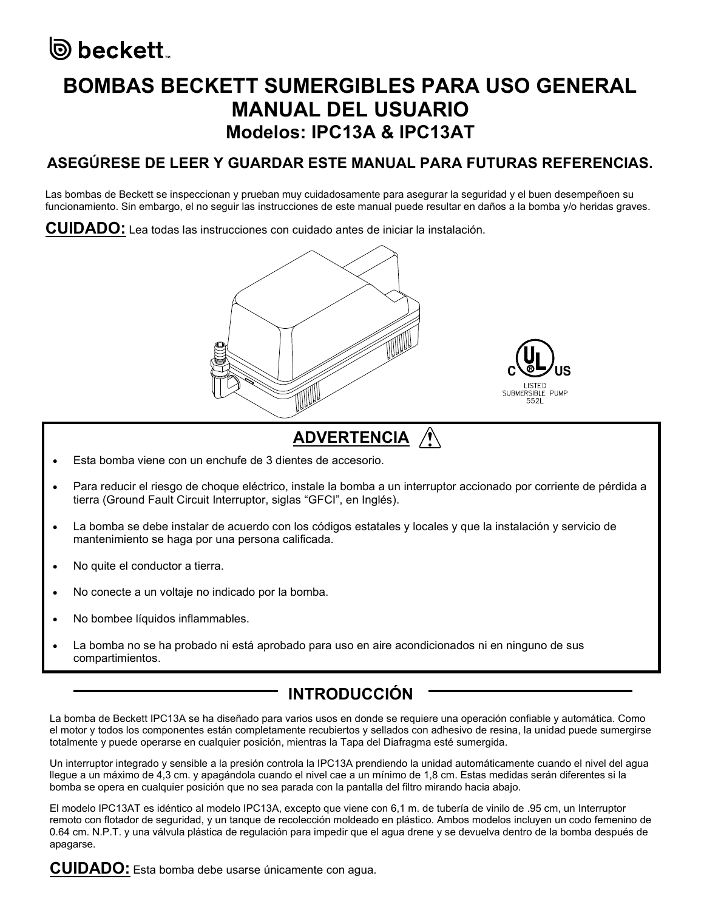beckett

# BOMBAS BECKETT SUMERGIBLES PARA USO GENERAL MANUAL DEL USUARIO

## Modelos: IPC13A & IPC13AT

### ASEGÚRESE DE LEER Y GUARDAR ESTE MANUAL PARA FUTURAS REFERENCIAS.

Las bombas de Beckett se inspeccionan y prueban muy cuidadosamente para asegurar la seguridad y el buen desempeñoen su funcionamiento. Sin embargo, el no seguir las instrucciones de este manual puede resultar en daños a la bomba y/o heridas graves.

**CUIDADO:** Lea todas las instrucciones con cuidado antes de iniciar la instalación.

C UL US LISTED SUBMERSIBLE PUMP 552L

## ADVERTENCIA

- Esta bomba viene con un enchufe de 3 dientes de accesorio.
- Para reducir el riesgo de choque eléctrico, instale la bomba a un interruptor accionado por corriente de pérdida a tierra (Ground Fault Circuit Interruptor, siglas "GFCI", en Inglés).
- La bomba se debe instalar de acuerdo con los códigos estatales y locales y que la instalación y servicio de mantenimiento se haga por una persona calificada.
- No quite el conductor a tierra.
- No conecte a un voltaje no indicado por la bomba.
- No bombee líquidos inflammables.
- La bomba no se ha probado ni está aprobado para uso en aire acondicionados ni en ninguno de sus compartimientos.

## INTRODUCCIÓN

La bomba de Beckett IPC13A se ha diseñado para varios usos en donde se requiere una operación confiable y automática. Como el motor y todos los componentes están completamente recubiertos y sellados con adhesivo de resina, la unidad puede sumergirse totalmente y puede operarse en cualquier posición, mientras la Tapa del Diafragma esté sumergida.

Un interruptor integrado y sensible a la presión controla la IPC13A prendiendo la unidad automáticamente cuando el nivel del agua llegue a un máximo de 4,3 cm. y apagándola cuando el nivel cae a un mínimo de 1,8 cm. Estas medidas serán diferentes si la bomba se opera en cualquier posición que no sea parada con la pantalla del filtro mirando hacia abajo.

El modelo IPC13AT es idéntico al modelo IPC13A, excepto que viene con 6,1 m. de tubería de vinilo de .95 cm, un Interruptor remoto con flotador de seguridad, y un tanque de recolección moldeado en plástico. Ambos modelos incluyen un codo femenino de 0.64 cm. N.P.T. y una válvula plástica de regulación para impedir que el agua drene y se devuelva dentro de la bomba después de apagarse.

**CUIDADO:** Esta bomba debe usarse únicamente con agua.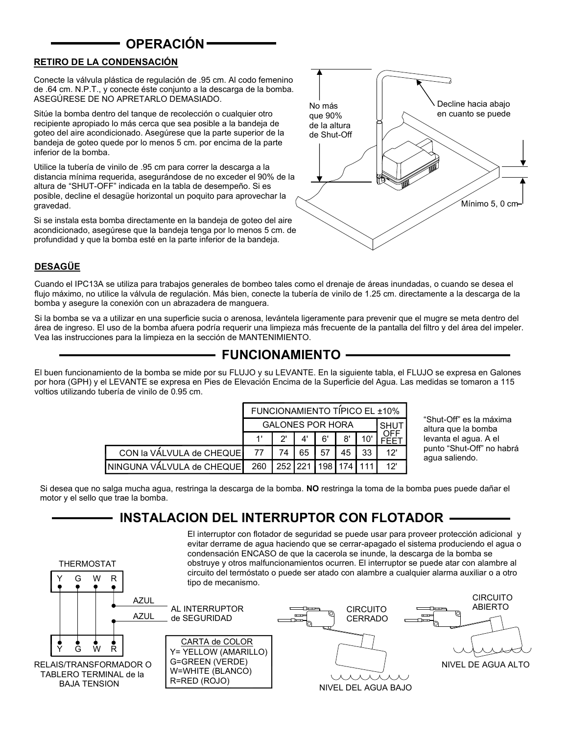## OPERACIÓN

### RETIRO DE LA CONDENSACIÓN

Conecte la válvula plástica de regulación de .95 cm. Al codo femenino de .64 cm. N.P.T., y conecte éste conjunto a la descarga de la bomba. ASEGÚRESE DE NO APRETARLO DEMASIADO.

Sitúe la bomba dentro del tanque de recolección o cualquier otro recipiente apropiado lo más cerca que sea posible a la bandeja de goteo del aire acondicionado. Asegúrese que la parte superior de la bandeja de goteo quede por lo menos 5 cm. por encima de la parte inferior de la bomba.

Utilice la tubería de vinilo de .95 cm para correr la descarga a la distancia mínima requerida, asegurándose de no exceder el 90% de la altura de "SHUT-OFF" indicada en la tabla de desempeño. Si es posible, decline el desagüe horizontal un poquito para aprovechar la gravedad.

Si se instala esta bomba directamente en la bandeja de goteo del aire acondicionado, asegúrese que la bandeja tenga por lo menos 5 cm. de profundidad y que la bomba esté en la parte inferior de la bandeja.

No más que 90% de la altura de Shut-Off

Decline hacia abajo en cuanto se puede

Mínimo 5, 0 cm

### DESAGÜE

Cuando el IPC13A se utiliza para trabajos generales de bombeo tales como el drenaje de áreas inundadas, o cuando se desea el flujo máximo, no utilice la válvula de regulación. Más bien, conecte la tubería de vinilo de 1.25 cm. directamente a la descarga de la bomba y asegure la conexión con una abrazadera de manguera.

Si la bomba se va a utilizar en una superficie sucia o arenosa, levántela ligeramente para prevenir que el mugre se meta dentro del área de ingreso. El uso de la bomba afuera podría requerir una limpieza más frecuente de la pantalla del filtro y del área del impeler. Vea las instrucciones para la limpieza en la sección de MANTENIMIENTO.

## FUNCIONAMIENTO

El buen funcionamiento de la bomba se mide por su FLUJO y su LEVANTE. En la siguiente tabla, el FLUJO se expresa en Galones por hora (GPH) y el LEVANTE se expresa en Pies de Elevación Encima de la Superficie del Agua. Las medidas se tomaron a 115 voltios utilizando tubería de vinilo de 0.95 cm.

| | FUNCIONAMIENTO TÍPICO EL ±10% | | | | | | |
|---|---|---|---|---|---|---|---|
| | GALONES POR HORA | | | | | | SHUT OFF FEET |
| | 1' | 2' | 4' | 6' | 8' | 10' | |
| CON la VÁLVULA de CHEQUE | 77 | 74 | 65 | 57 | 45 | 33 | 12' |
| NINGUNA VÁLVULA de CHEQUE | 260 | 252 | 221 | 198 | 174 | 111 | 12' |

"Shut-Off" es la máxima altura que la bomba levanta el agua. A el punto "Shut-Off" no habrá agua saliendo.

Si desea que no salga mucha agua, restringa la descarga de la bomba. **NO** restringa la toma de la bomba pues puede dañar el motor y el sello que trae la bomba.

## INSTALACION DEL INTERRUPTOR CON FLOTADOR

El interruptor con flotador de seguridad se puede usar para proveer protección adicional y evitar derrame de agua haciendo que se cerrar-apagado el sistema produciendo el agua o condensación ENCASO de que la cacerola se inunde, la descarga de la bomba se obstruye y otros malfuncionamientos ocurren. El interruptor se puede atar con alambre al circuito del termóstato o puede ser atado con alambre a cualquier alarma auxiliar o a otro tipo de mecanismo.

THERMOSTAT: Y G W R

AZUL / AZUL — AL INTERRUPTOR de SEGURIDAD

Y G W R — RELAIS/TRANSFORMADOR O TABLERO TERMINAL de la BAJA TENSION

CARTA de COLOR
Y= YELLOW (AMARILLO)
G=GREEN (VERDE)
W=WHITE (BLANCO)
R=RED (ROJO)

CIRCUITO CERRADO — NIVEL DEL AGUA BAJO

CIRCUITO ABIERTO — NIVEL DE AGUA ALTO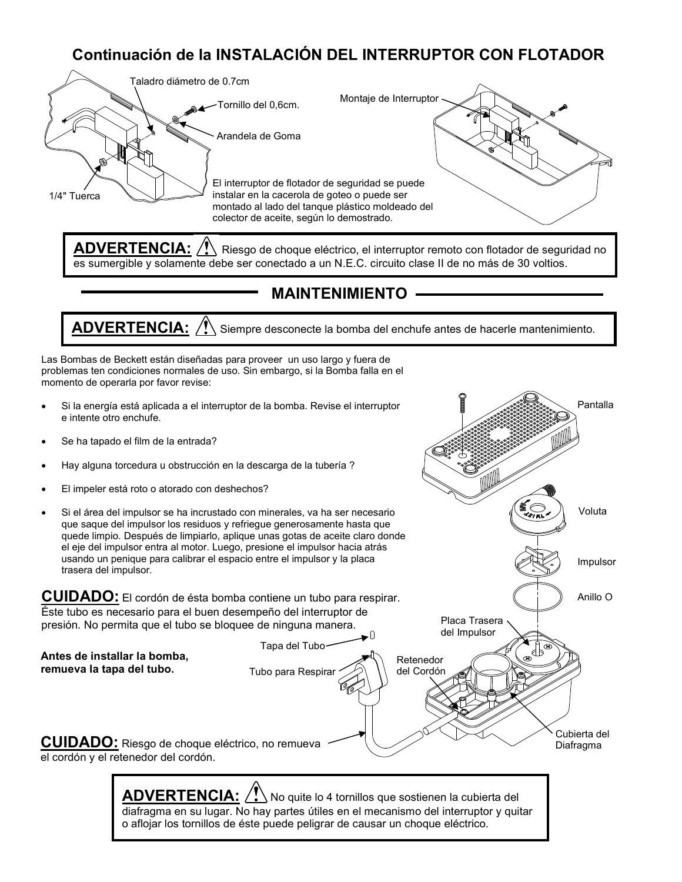## Continuación de la INSTALACIÓN DEL INTERRUPTOR CON FLOTADOR

Taladro diámetro de 0.7cm

Tornillo del 0,6cm.

Arandela de Goma

1/4" Tuerca

Montaje de Interruptor

El interruptor de flotador de seguridad se puede instalar en la cacerola de goteo o puede ser montado al lado del tanque plástico moldeado del colector de aceite, según lo demostrado.

**ADVERTENCIA:** ⚠ Riesgo de choque eléctrico, el interruptor remoto con flotador de seguridad no es sumergible y solamente debe ser conectado a un N.E.C. circuito clase II de no más de 30 voltios.

## MAINTENIMIENTO

**ADVERTENCIA:** ⚠ Siempre desconecte la bomba del enchufe antes de hacerle mantenimiento.

Las Bombas de Beckett están diseñadas para proveer un uso largo y fuera de problemas ten condiciones normales de uso. Sin embargo, si la Bomba falla en el momento de operarla por favor revise:

- Si la energía está aplicada a el interruptor de la bomba. Revise el interruptor e intente otro enchufe.
- Se ha tapado el film de la entrada?
- Hay alguna torcedura u obstrucción en la descarga de la tubería ?
- El impeler está roto o atorado con deshechos?
- Si el área del impulsor se ha incrustado con minerales, va ha ser necesario que saque del impulsor los residuos y refriegue generosamente hasta que quede limpio. Después de limpiarlo, aplique unas gotas de aceite claro donde el eje del impulsor entra al motor. Luego, presione el impulsor hacia atrás usando un penique para calibrar el espacio entre el impulsor y la placa trasera del impulsor.

Pantalla

Voluta

Impulsor

Anillo O

Placa Trasera del Impulsor

Retenedor del Cordón

Cubierta del Diafragma

**CUIDADO:** El cordón de ésta bomba contiene un tubo para respirar. Éste tubo es necesario para el buen desempeño del interruptor de presión. No permita que el tubo se bloquee de ninguna manera.

**Antes de installar la bomba, remueva la tapa del tubo.**

Tapa del Tubo

Tubo para Respirar

**CUIDADO:** Riesgo de choque eléctrico, no remueva el cordón y el retenedor del cordón.

**ADVERTENCIA:** ⚠ No quite lo 4 tornillos que sostienen la cubierta del diafragma en su lugar. No hay partes útiles en el mecanismo del interruptor y quitar o aflojar los tornillos de éste puede peligrar de causar un choque eléctrico.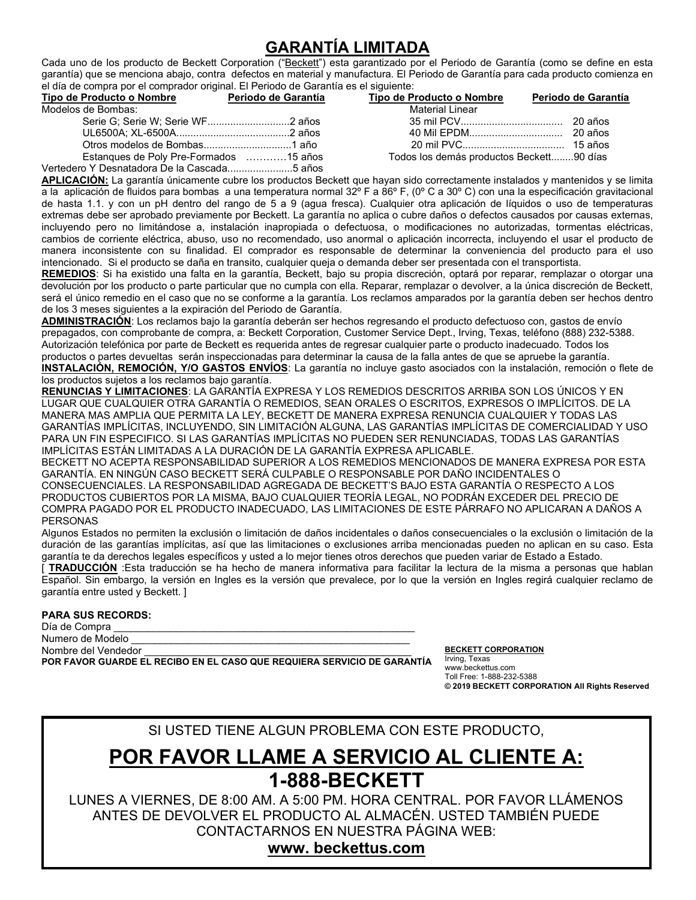# GARANTÍA LIMITADA

Cada uno de los producto de Beckett Corporation ("Beckett") esta garantizado por el Periodo de Garantía (como se define en esta garantía) que se menciona abajo, contra defectos en material y manufactura. El Periodo de Garantía para cada producto comienza en el día de compra por el comprador original. El Periodo de Garantía es el siguiente:

| Tipo de Producto o Nombre | Periodo de Garantía | Tipo de Producto o Nombre | Periodo de Garantía |
|---|---|---|---|
| Modelos de Bombas: | | Material Linear | |
| Serie G; Serie W; Serie WF | 2 años | 35 mil PCV | 20 años |
| UL6500A; XL-6500A | 2 años | 40 Mil EPDM | 20 años |
| Otros modelos de Bombas | 1 año | 20 mil PVC | 15 años |
| Estanques de Poly Pre-Formados | 15 años | Todos los demás productos Beckett | 90 días |
| Vertedero Y Desnatadora De la Cascada | 5 años | | |

**APLICACIÓN:** La garantía únicamente cubre los productos Beckett que hayan sido correctamente instalados y mantenidos y se limita a la aplicación de fluidos para bombas a una temperatura normal 32º F a 86º F, (0º C a 30º C) con una la especificación gravitacional de hasta 1.1. y con un pH dentro del rango de 5 a 9 (agua fresca). Cualquier otra aplicación de líquidos o uso de temperaturas extremas debe ser aprobado previamente por Beckett. La garantía no aplica o cubre daños o defectos causados por causas externas, incluyendo pero no limitándose a, instalación inapropiada o defectuosa, o modificaciones no autorizadas, tormentas eléctricas, cambios de corriente eléctrica, abuso, uso no recomendado, uso anormal o aplicación incorrecta, incluyendo el usar el producto de manera inconsistente con su finalidad. El comprador es responsable de determinar la conveniencia del producto para el uso intencionado. Si el producto se daña en transito, cualquier queja o demanda deber ser presentada con el transportista.

**REMEDIOS**: Si ha existido una falta en la garantía, Beckett, bajo su propia discreción, optará por reparar, remplazar o otorgar una devolución por los producto o parte particular que no cumpla con ella. Reparar, remplazar o devolver, a la única discreción de Beckett, será el único remedio en el caso que no se conforme a la garantía. Los reclamos amparados por la garantía deben ser hechos dentro de los 3 meses siguientes a la expiración del Periodo de Garantía.

**ADMINISTRACIÓN**: Los reclamos bajo la garantía deberán ser hechos regresando el producto defectuoso con, gastos de envío prepagados, con comprobante de compra, a: Beckett Corporation, Customer Service Dept., Irving, Texas, teléfono (888) 232-5388. Autorización telefónica por parte de Beckett es requerida antes de regresar cualquier parte o producto inadecuado. Todos los productos o partes devueltas serán inspeccionadas para determinar la causa de la falla antes de que se apruebe la garantía.

**INSTALACIÓN, REMOCIÓN, Y/O GASTOS ENVÍOS**: La garantía no incluye gasto asociados con la instalación, remoción o flete de los productos sujetos a los reclamos bajo garantía.

**RENUNCIAS Y LIMITACIONES**: LA GARANTÍA EXPRESA Y LOS REMEDIOS DESCRITOS ARRIBA SON LOS ÚNICOS Y EN LUGAR QUE CUALQUIER OTRA GARANTÍA O REMEDIOS, SEAN ORALES O ESCRITOS, EXPRESOS O IMPLÍCITOS. DE LA MANERA MAS AMPLIA QUE PERMITA LA LEY, BECKETT DE MANERA EXPRESA RENUNCIA CUALQUIER Y TODAS LAS GARANTÍAS IMPLÍCITAS, INCLUYENDO, SIN LIMITACIÓN ALGUNA, LAS GARANTÍAS IMPLÍCITAS DE COMERCIALIDAD Y USO PARA UN FIN ESPECIFICO. SI LAS GARANTÍAS IMPLÍCITAS NO PUEDEN SER RENUNCIADAS, TODAS LAS GARANTÍAS IMPLÍCITAS ESTÁN LIMITADAS A LA DURACIÓN DE LA GARANTÍA EXPRESA APLICABLE.

BECKETT NO ACEPTA RESPONSABILIDAD SUPERIOR A LOS REMEDIOS MENCIONADOS DE MANERA EXPRESA POR ESTA GARANTÍA. EN NINGÚN CASO BECKETT SERÁ CULPABLE O RESPONSABLE POR DAÑO INCIDENTALES O CONSECUENCIALES. LA RESPONSABILIDAD AGREGADA DE BECKETT'S BAJO ESTA GARANTÍA O RESPECTO A LOS PRODUCTOS CUBIERTOS POR LA MISMA, BAJO CUALQUIER TEORÍA LEGAL, NO PODRÁN EXCEDER DEL PRECIO DE COMPRA PAGADO POR EL PRODUCTO INADECUADO, LAS LIMITACIONES DE ESTE PÁRRAFO NO APLICARAN A DAÑOS A PERSONAS

Algunos Estados no permiten la exclusión o limitación de daños incidentales o daños consecuenciales o la exclusión o limitación de la duración de las garantías implícitas, así que las limitaciones o exclusiones arriba mencionadas pueden no aplican en su caso. Esta garantía te da derechos legales específicos y usted a lo mejor tienes otros derechos que pueden variar de Estado a Estado.

[ **TRADUCCIÓN** :Esta traducción se ha hecho de manera informativa para facilitar la lectura de la misma a personas que hablan Español. Sin embargo, la versión en Ingles es la versión que prevalece, por lo que la versión en Ingles regirá cualquier reclamo de garantía entre usted y Beckett. ]

**PARA SUS RECORDS:**

Día de Compra ______________________________

Numero de Modelo ______________________________

Nombre del Vendedor ______________________________

**POR FAVOR GUARDE EL RECIBO EN EL CASO QUE REQUIERA SERVICIO DE GARANTÍA**

**BECKETT CORPORATION**
Irving, Texas
www.beckettus.com
Toll Free: 1-888-232-5388
**© 2019 BECKETT CORPORATION All Rights Reserved**

SI USTED TIENE ALGUN PROBLEMA CON ESTE PRODUCTO,

## POR FAVOR LLAME A SERVICIO AL CLIENTE A: 1-888-BECKETT

LUNES A VIERNES, DE 8:00 AM. A 5:00 PM. HORA CENTRAL. POR FAVOR LLÁMENOS ANTES DE DEVOLVER EL PRODUCTO AL ALMACÉN. USTED TAMBIÉN PUEDE CONTACTARNOS EN NUESTRA PÁGINA WEB:

**www. beckettus.com**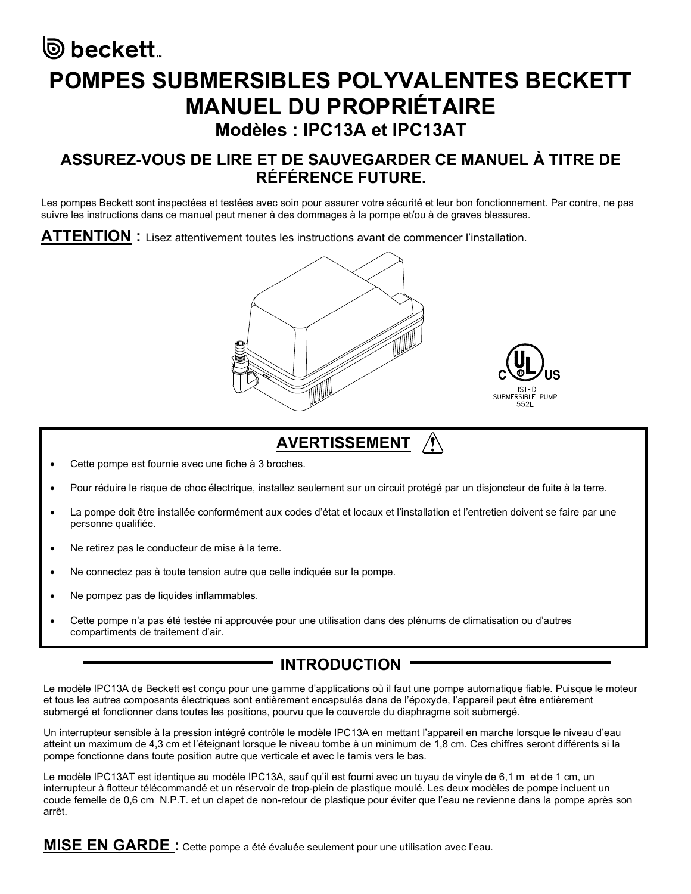**beckett**™

# POMPES SUBMERSIBLES POLYVALENTES BECKETT MANUEL DU PROPRIÉTAIRE

## Modèles : IPC13A et IPC13AT

### ASSUREZ-VOUS DE LIRE ET DE SAUVEGARDER CE MANUEL À TITRE DE RÉFÉRENCE FUTURE.

Les pompes Beckett sont inspectées et testées avec soin pour assurer votre sécurité et leur bon fonctionnement. Par contre, ne pas suivre les instructions dans ce manuel peut mener à des dommages à la pompe et/ou à de graves blessures.

**ATTENTION :** Lisez attentivement toutes les instructions avant de commencer l'installation.

C UL US
LISTED
SUBMERSIBLE PUMP
552L

## AVERTISSEMENT ⚠

- Cette pompe est fournie avec une fiche à 3 broches.
- Pour réduire le risque de choc électrique, installez seulement sur un circuit protégé par un disjoncteur de fuite à la terre.
- La pompe doit être installée conformément aux codes d'état et locaux et l'installation et l'entretien doivent se faire par une personne qualifiée.
- Ne retirez pas le conducteur de mise à la terre.
- Ne connectez pas à toute tension autre que celle indiquée sur la pompe.
- Ne pompez pas de liquides inflammables.
- Cette pompe n'a pas été testée ni approuvée pour une utilisation dans des plénums de climatisation ou d'autres compartiments de traitement d'air.

## INTRODUCTION

Le modèle IPC13A de Beckett est conçu pour une gamme d'applications où il faut une pompe automatique fiable. Puisque le moteur et tous les autres composants électriques sont entièrement encapsulés dans de l'époxyde, l'appareil peut être entièrement submergé et fonctionner dans toutes les positions, pourvu que le couvercle du diaphragme soit submergé.

Un interrupteur sensible à la pression intégré contrôle le modèle IPC13A en mettant l'appareil en marche lorsque le niveau d'eau atteint un maximum de 4,3 cm et l'éteignant lorsque le niveau tombe à un minimum de 1,8 cm. Ces chiffres seront différents si la pompe fonctionne dans toute position autre que verticale et avec le tamis vers le bas.

Le modèle IPC13AT est identique au modèle IPC13A, sauf qu'il est fourni avec un tuyau de vinyle de 6,1 m et de 1 cm, un interrupteur à flotteur télécommandé et un réservoir de trop-plein de plastique moulé. Les deux modèles de pompe incluent un coude femelle de 0,6 cm N.P.T. et un clapet de non-retour de plastique pour éviter que l'eau ne revienne dans la pompe après son arrêt.

**MISE EN GARDE :** Cette pompe a été évaluée seulement pour une utilisation avec l'eau.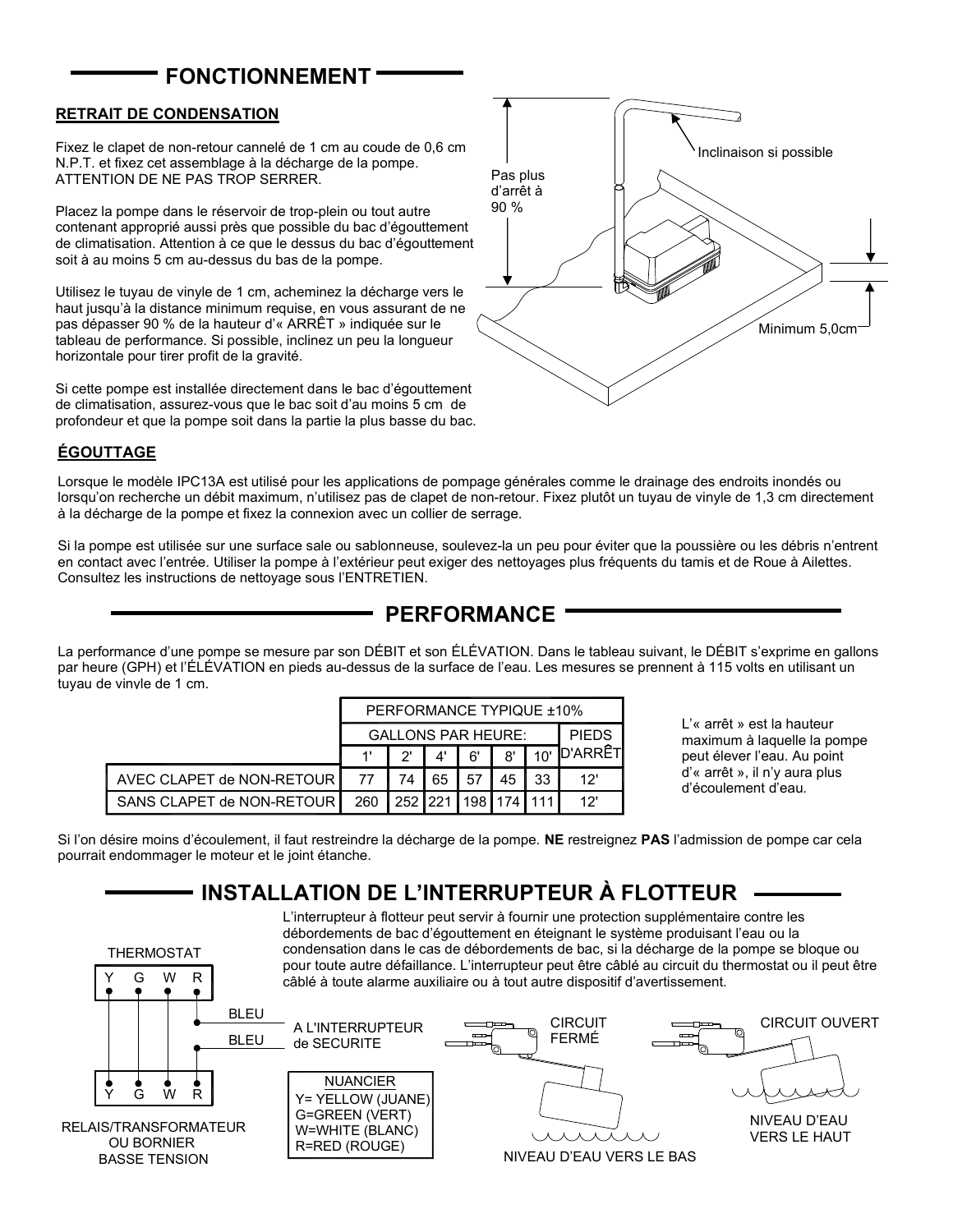## FONCTIONNEMENT

### RETRAIT DE CONDENSATION

Fixez le clapet de non-retour cannelé de 1 cm au coude de 0,6 cm N.P.T. et fixez cet assemblage à la décharge de la pompe. ATTENTION DE NE PAS TROP SERRER.

Placez la pompe dans le réservoir de trop-plein ou tout autre contenant approprié aussi près que possible du bac d'égouttement de climatisation. Attention à ce que le dessus du bac d'égouttement soit à au moins 5 cm au-dessus du bas de la pompe.

Utilisez le tuyau de vinyle de 1 cm, acheminez la décharge vers le haut jusqu'à la distance minimum requise, en vous assurant de ne pas dépasser 90 % de la hauteur d'« ARRÊT » indiquée sur le tableau de performance. Si possible, inclinez un peu la longueur horizontale pour tirer profit de la gravité.

Si cette pompe est installée directement dans le bac d'égouttement de climatisation, assurez-vous que le bac soit d'au moins 5 cm de profondeur et que la pompe soit dans la partie la plus basse du bac.

Pas plus d'arrêt à 90 %

Inclinaison si possible

Minimum 5,0cm

### ÉGOUTTAGE

Lorsque le modèle IPC13A est utilisé pour les applications de pompage générales comme le drainage des endroits inondés ou lorsqu'on recherche un débit maximum, n'utilisez pas de clapet de non-retour. Fixez plutôt un tuyau de vinyle de 1,3 cm directement à la décharge de la pompe et fixez la connexion avec un collier de serrage.

Si la pompe est utilisée sur une surface sale ou sablonneuse, soulevez-la un peu pour éviter que la poussière ou les débris n'entrent en contact avec l'entrée. Utiliser la pompe à l'extérieur peut exiger des nettoyages plus fréquents du tamis et de Roue à Ailettes. Consultez les instructions de nettoyage sous l'ENTRETIEN.

## PERFORMANCE

La performance d'une pompe se mesure par son DÉBIT et son ÉLÉVATION. Dans le tableau suivant, le DÉBIT s'exprime en gallons par heure (GPH) et l'ÉLÉVATION en pieds au-dessus de la surface de l'eau. Les mesures se prennent à 115 volts en utilisant un tuyau de vinyle de 1 cm.

| | PERFORMANCE TYPIQUE ±10% | | | | | | |
|---|---|---|---|---|---|---|---|
| | GALLONS PAR HEURE: | | | | | | PIEDS D'ARRÊT |
| | 1' | 2' | 4' | 6' | 8' | 10' | |
| AVEC CLAPET de NON-RETOUR | 77 | 74 | 65 | 57 | 45 | 33 | 12' |
| SANS CLAPET de NON-RETOUR | 260 | 252 | 221 | 198 | 174 | 111 | 12' |

L'« arrêt » est la hauteur maximum à laquelle la pompe peut élever l'eau. Au point d'« arrêt », il n'y aura plus d'écoulement d'eau.

Si l'on désire moins d'écoulement, il faut restreindre la décharge de la pompe. **NE** restreignez **PAS** l'admission de pompe car cela pourrait endommager le moteur et le joint étanche.

## INSTALLATION DE L'INTERRUPTEUR À FLOTTEUR

L'interrupteur à flotteur peut servir à fournir une protection supplémentaire contre les débordements de bac d'égouttement en éteignant le système produisant l'eau ou la condensation dans le cas de débordements de bac, si la décharge de la pompe se bloque ou pour toute autre défaillance. L'interrupteur peut être câblé au circuit du thermostat ou il peut être câblé à toute alarme auxiliaire ou à tout autre dispositif d'avertissement.

THERMOSTAT

Y G W R

BLEU

BLEU

A L'INTERRUPTEUR de SECURITE

Y G W R

RELAIS/TRANSFORMATEUR OU BORNIER BASSE TENSION

NUANCIER
Y= YELLOW (JUANE)
G=GREEN (VERT)
W=WHITE (BLANC)
R=RED (ROUGE)

CIRCUIT FERMÉ

NIVEAU D'EAU VERS LE BAS

CIRCUIT OUVERT

NIVEAU D'EAU VERS LE HAUT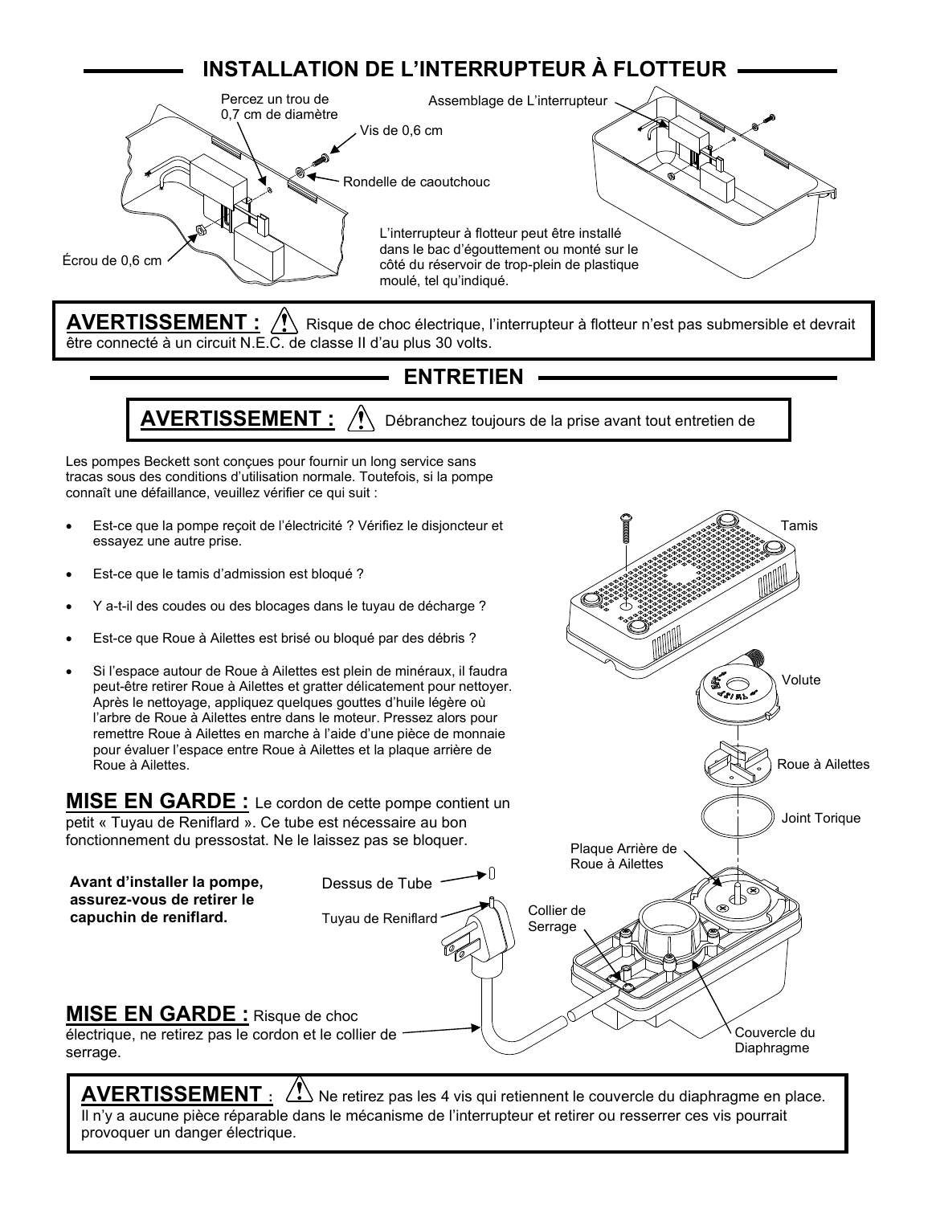## INSTALLATION DE L'INTERRUPTEUR À FLOTTEUR

Percez un trou de 0,7 cm de diamètre

Vis de 0,6 cm

Rondelle de caoutchouc

Écrou de 0,6 cm

Assemblage de L'interrupteur

L'interrupteur à flotteur peut être installé dans le bac d'égouttement ou monté sur le côté du réservoir de trop-plein de plastique moulé, tel qu'indiqué.

**AVERTISSEMENT :** ⚠ Risque de choc électrique, l'interrupteur à flotteur n'est pas submersible et devrait être connecté à un circuit N.E.C. de classe II d'au plus 30 volts.

## ENTRETIEN

**AVERTISSEMENT :** ⚠ Débranchez toujours de la prise avant tout entretien de

Les pompes Beckett sont conçues pour fournir un long service sans tracas sous des conditions d'utilisation normale. Toutefois, si la pompe connaît une défaillance, veuillez vérifier ce qui suit :

- Est-ce que la pompe reçoit de l'électricité ? Vérifiez le disjoncteur et essayez une autre prise.
- Est-ce que le tamis d'admission est bloqué ?
- Y a-t-il des coudes ou des blocages dans le tuyau de décharge ?
- Est-ce que Roue à Ailettes est brisé ou bloqué par des débris ?
- Si l'espace autour de Roue à Ailettes est plein de minéraux, il faudra peut-être retirer Roue à Ailettes et gratter délicatement pour nettoyer. Après le nettoyage, appliquez quelques gouttes d'huile légère où l'arbre de Roue à Ailettes entre dans le moteur. Pressez alors pour remettre Roue à Ailettes en marche à l'aide d'une pièce de monnaie pour évaluer l'espace entre Roue à Ailettes et la plaque arrière de Roue à Ailettes.

Tamis

Volute

Roue à Ailettes

Joint Torique

Plaque Arrière de Roue à Ailettes

Collier de Serrage

Couvercle du Diaphragme

**MISE EN GARDE :** Le cordon de cette pompe contient un petit « Tuyau de Reniflard ». Ce tube est nécessaire au bon fonctionnement du pressostat. Ne le laissez pas se bloquer.

**Avant d'installer la pompe, assurez-vous de retirer le capuchin de reniflard.**

Dessus de Tube

Tuyau de Reniflard

**MISE EN GARDE :** Risque de choc électrique, ne retirez pas le cordon et le collier de serrage.

**AVERTISSEMENT :** ⚠ Ne retirez pas les 4 vis qui retiennent le couvercle du diaphragme en place. Il n'y a aucune pièce réparable dans le mécanisme de l'interrupteur et retirer ou resserrer ces vis pourrait provoquer un danger électrique.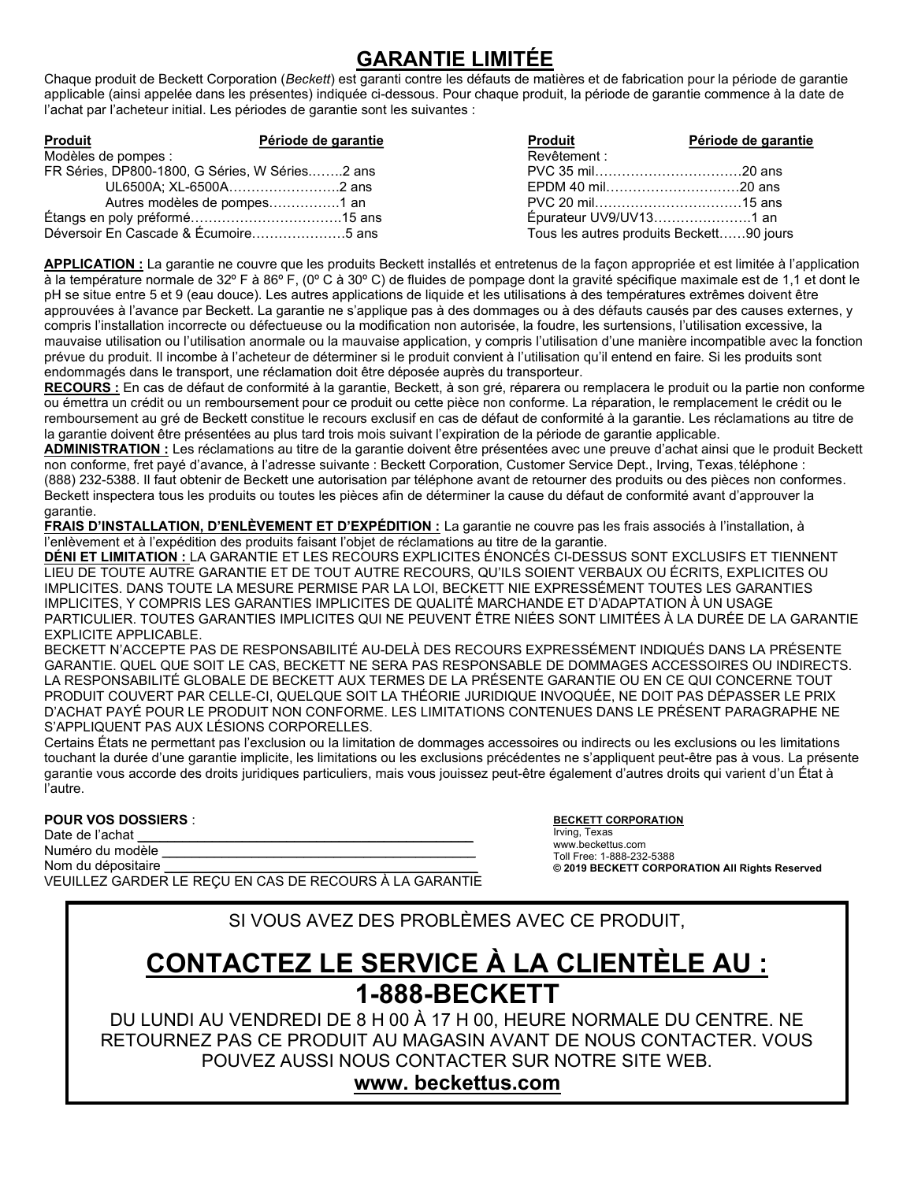# GARANTIE LIMITÉE

Chaque produit de Beckett Corporation (*Beckett*) est garanti contre les défauts de matières et de fabrication pour la période de garantie applicable (ainsi appelée dans les présentes) indiquée ci-dessous. Pour chaque produit, la période de garantie commence à la date de l'achat par l'acheteur initial. Les périodes de garantie sont les suivantes :

| Produit | Période de garantie |
|---|---|
| Modèles de pompes : | |
| FR Séries, DP800-1800, G Séries, W Séries | 2 ans |
| UL6500A; XL-6500A | 2 ans |
| Autres modèles de pompes | 1 an |
| Étangs en poly préformé | 15 ans |
| Déversoir En Cascade & Écumoire | 5 ans |

| Produit | Période de garantie |
|---|---|
| Revêtement : | |
| PVC 35 mil | 20 ans |
| EPDM 40 mil | 20 ans |
| PVC 20 mil | 15 ans |
| Épurateur UV9/UV13 | 1 an |
| Tous les autres produits Beckett | 90 jours |

**APPLICATION :** La garantie ne couvre que les produits Beckett installés et entretenus de la façon appropriée et est limitée à l'application à la température normale de 32º F à 86º F, (0º C à 30º C) de fluides de pompage dont la gravité spécifique maximale est de 1,1 et dont le pH se situe entre 5 et 9 (eau douce). Les autres applications de liquide et les utilisations à des températures extrêmes doivent être approuvées à l'avance par Beckett. La garantie ne s'applique pas à des dommages ou à des défauts causés par des causes externes, y compris l'installation incorrecte ou défectueuse ou la modification non autorisée, la foudre, les surtensions, l'utilisation excessive, la mauvaise utilisation ou l'utilisation anormale ou la mauvaise application, y compris l'utilisation d'une manière incompatible avec la fonction prévue du produit. Il incombe à l'acheteur de déterminer si le produit convient à l'utilisation qu'il entend en faire. Si les produits sont endommagés dans le transport, une réclamation doit être déposée auprès du transporteur.

**RECOURS :** En cas de défaut de conformité à la garantie, Beckett, à son gré, réparera ou remplacera le produit ou la partie non conforme ou émettra un crédit ou un remboursement pour ce produit ou cette pièce non conforme. La réparation, le remplacement le crédit ou le remboursement au gré de Beckett constitue le recours exclusif en cas de défaut de conformité à la garantie. Les réclamations au titre de la garantie doivent être présentées au plus tard trois mois suivant l'expiration de la période de garantie applicable.

**ADMINISTRATION :** Les réclamations au titre de la garantie doivent être présentées avec une preuve d'achat ainsi que le produit Beckett non conforme, fret payé d'avance, à l'adresse suivante : Beckett Corporation, Customer Service Dept., Irving, Texas, téléphone : (888) 232-5388. Il faut obtenir de Beckett une autorisation par téléphone avant de retourner des produits ou des pièces non conformes. Beckett inspectera tous les produits ou toutes les pièces afin de déterminer la cause du défaut de conformité avant d'approuver la garantie.

**FRAIS D'INSTALLATION, D'ENLÈVEMENT ET D'EXPÉDITION :** La garantie ne couvre pas les frais associés à l'installation, à l'enlèvement et à l'expédition des produits faisant l'objet de réclamations au titre de la garantie.

**DÉNI ET LIMITATION :** LA GARANTIE ET LES RECOURS EXPLICITES ÉNONCÉS CI-DESSUS SONT EXCLUSIFS ET TIENNENT LIEU DE TOUTE AUTRE GARANTIE ET DE TOUT AUTRE RECOURS, QU'ILS SOIENT VERBAUX OU ÉCRITS, EXPLICITES OU IMPLICITES. DANS TOUTE LA MESURE PERMISE PAR LA LOI, BECKETT NIE EXPRESSÉMENT TOUTES LES GARANTIES IMPLICITES, Y COMPRIS LES GARANTIES IMPLICITES DE QUALITÉ MARCHANDE ET D'ADAPTATION À UN USAGE PARTICULIER. TOUTES GARANTIES IMPLICITES QUI NE PEUVENT ÊTRE NIÉES SONT LIMITÉES À LA DURÉE DE LA GARANTIE EXPLICITE APPLICABLE.

BECKETT N'ACCEPTE PAS DE RESPONSABILITÉ AU-DELÀ DES RECOURS EXPRESSÉMENT INDIQUÉS DANS LA PRÉSENTE GARANTIE. QUEL QUE SOIT LE CAS, BECKETT NE SERA PAS RESPONSABLE DE DOMMAGES ACCESSOIRES OU INDIRECTS. LA RESPONSABILITÉ GLOBALE DE BECKETT AUX TERMES DE LA PRÉSENTE GARANTIE OU EN CE QUI CONCERNE TOUT PRODUIT COUVERT PAR CELLE-CI, QUELQUE SOIT LA THÉORIE JURIDIQUE INVOQUÉE, NE DOIT PAS DÉPASSER LE PRIX D'ACHAT PAYÉ POUR LE PRODUIT NON CONFORME. LES LIMITATIONS CONTENUES DANS LE PRÉSENT PARAGRAPHE NE S'APPLIQUENT PAS AUX LÉSIONS CORPORELLES.

Certains États ne permettant pas l'exclusion ou la limitation de dommages accessoires ou indirects ou les exclusions ou les limitations touchant la durée d'une garantie implicite, les limitations ou les exclusions précédentes ne s'appliquent peut-être pas à vous. La présente garantie vous accorde des droits juridiques particuliers, mais vous jouissez peut-être également d'autres droits qui varient d'un État à l'autre.

**POUR VOS DOSSIERS** :

Date de l'achat ______________________________

Numéro du modèle ______________________________

Nom du dépositaire ______________________________

VEUILLEZ GARDER LE REÇU EN CAS DE RECOURS À LA GARANTIE

**BECKETT CORPORATION**
Irving, Texas
www.beckettus.com
Toll Free: 1-888-232-5388
**© 2019 BECKETT CORPORATION All Rights Reserved**

SI VOUS AVEZ DES PROBLÈMES AVEC CE PRODUIT,

## CONTACTEZ LE SERVICE À LA CLIENTÈLE AU : 1-888-BECKETT

DU LUNDI AU VENDREDI DE 8 H 00 À 17 H 00, HEURE NORMALE DU CENTRE. NE RETOURNEZ PAS CE PRODUIT AU MAGASIN AVANT DE NOUS CONTACTER. VOUS POUVEZ AUSSI NOUS CONTACTER SUR NOTRE SITE WEB.

**www. beckettus.com**